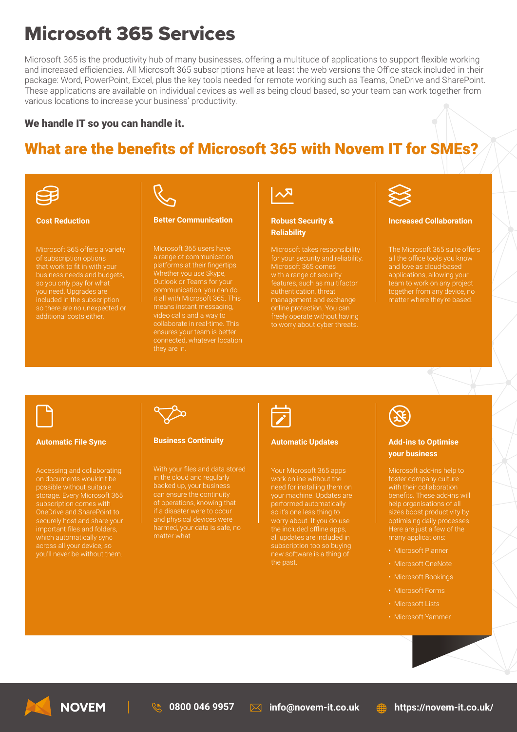# Microsoft 365 Services

Microsoft 365 is the productivity hub of many businesses, offering a multitude of applications to support flexible working and increased efficiencies. All Microsoft 365 subscriptions have at least the web versions the Office stack included in their package: Word, PowerPoint, Excel, plus the key tools needed for remote working such as Teams, OneDrive and SharePoint. These applications are available on individual devices as well as being cloud-based, so your team can work together from various locations to increase your business' productivity.

**We handle IT so you can handle it.**

## What are the benefits of Microsoft 365 with Novem IT for SMEs?

### Cost Reduction

Microsoft 365 offers a variety of subscription options that work to fit in with your business needs and budgets, so you only pay for what you need. Upgrades are included in the subscription so there are no unexpected or additional costs either.

### Better Communication

Microsoft 365 users have a range of communication platforms at their fingertips. Whether you use Skype, Outlook or Teams for your communication, you can do it all with Microsoft 365. This means instant messaging, video calls and a way to collaborate in real-time. This ensures your team is better connected, whatever location they are in.

### Robust Security & Reliability

Microsoft takes responsibility for your security and reliability. Microsoft 365 comes with a range of security features, such as multifactor authentication, threat management and exchange online protection. You can freely operate without having to worry about cyber threats.

### Increased Collaboration

The Microsoft 365 suite offers all the office tools you know and love as cloud-based applications, allowing your team to work on any project together from any device, no matter where they're based.

### Automatic File Sync

Accessing and collaborating on documents wouldn't be possible without suitable storage. Every Microsoft 365 subscription comes with OneDrive and SharePoint to securely host and share your important files and folders, which automatically sync across all your device, so you'll never be without them.

### Business Continuity

With your files and data stored in the cloud and regularly backed up, your business can ensure the continuity of operations, knowing that if a disaster were to occur and physical devices were harmed, your data is safe, no matter what.

### Automatic Updates

Your Microsoft 365 apps work online without the need for installing them on your machine. Updates are performed automatically so it's one less thing to worry about. If you do use the included offline apps, all updates are included in subscription too so buying new software is a thing of the past.

### Add-ins to Optimise your business

Microsoft add-ins help to foster company culture with their collaboration benefits. These add-ins will help organisations of all sizes boost productivity by optimising daily processes. Here are just a few of the many applications:

- Microsoft Planner
- Microsoft OneNote
- Microsoft Bookings
- Microsoft Forms
- Microsoft Lists
- Microsoft Yammer

NOVEM | 0800 046 9957 | info@novem-it.co.uk | https://novem-it.co.uk/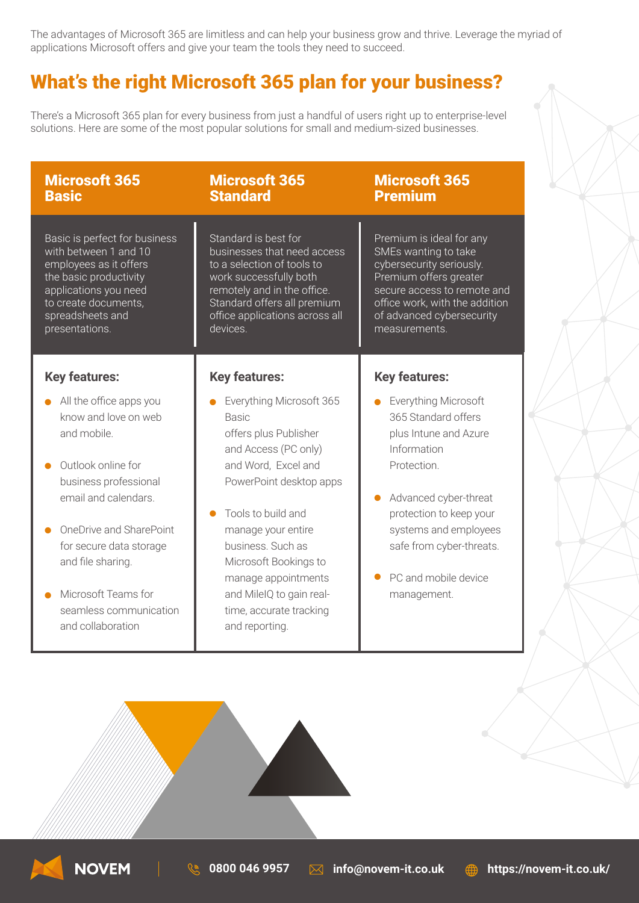The advantages of Microsoft 365 are limitless and can help your business grow and thrive. Leverage the myriad of applications Microsoft offers and give your team the tools they need to succeed.

## What's the right Microsoft 365 plan for your business?

There's a Microsoft 365 plan for every business from just a handful of users right up to enterprise-level solutions. Here are some of the most popular solutions for small and medium-sized businesses.

| Microsoft 365 Basic | Microsoft 365 Standard | Microsoft 365 Premium |
| --- | --- | --- |
| Basic is perfect for business with between 1 and 10 employees as it offers the basic productivity applications you need to create documents, spreadsheets and presentations. | Standard is best for businesses that need access to a selection of tools to work successfully both remotely and in the office. Standard offers all premium office applications across all devices. | Premium is ideal for any SMEs wanting to take cybersecurity seriously. Premium offers greater secure access to remote and office work, with the addition of advanced cybersecurity measurements. |
| **Key features:**<br>• All the office apps you know and love on web and mobile.<br>• Outlook online for business professional email and calendars.<br>• OneDrive and SharePoint for secure data storage and file sharing.<br>• Microsoft Teams for seamless communication and collaboration | **Key features:**<br>• Everything Microsoft 365 Basic offers plus Publisher and Access (PC only) and Word, Excel and PowerPoint desktop apps<br>• Tools to build and manage your entire business. Such as Microsoft Bookings to manage appointments and MileIQ to gain real-time, accurate tracking and reporting. | **Key features:**<br>• Everything Microsoft 365 Standard offers plus Intune and Azure Information Protection.<br>• Advanced cyber-threat protection to keep your systems and employees safe from cyber-threats.<br>• PC and mobile device management. |

NOVEM | 0800 046 9957 | info@novem-it.co.uk | https://novem-it.co.uk/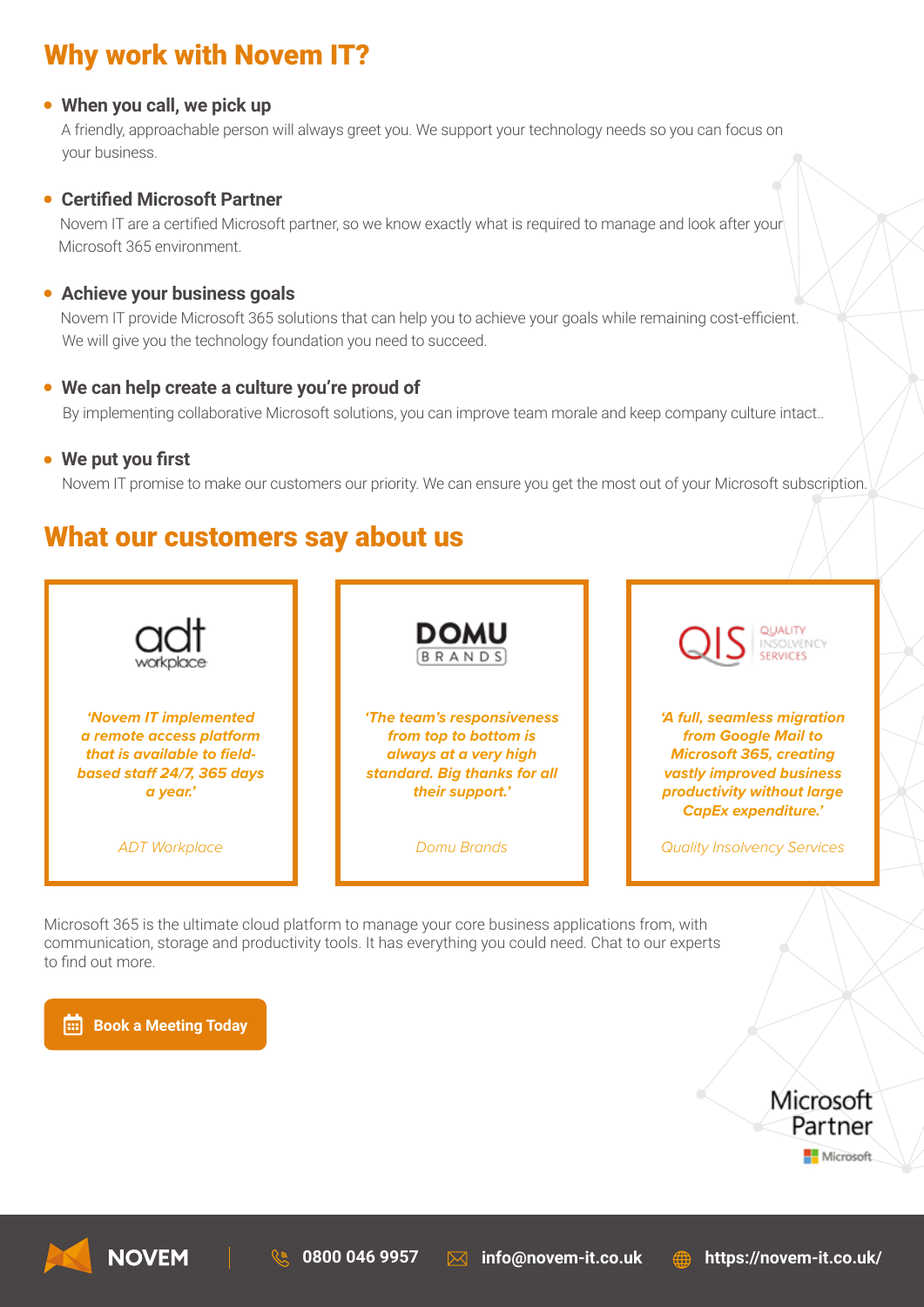## Why work with Novem IT?

- **When you call, we pick up**
  A friendly, approachable person will always greet you. We support your technology needs so you can focus on your business.

- **Certified Microsoft Partner**
  Novem IT are a certified Microsoft partner, so we know exactly what is required to manage and look after your Microsoft 365 environment.

- **Achieve your business goals**
  Novem IT provide Microsoft 365 solutions that can help you to achieve your goals while remaining cost-efficient. We will give you the technology foundation you need to succeed.

- **We can help create a culture you're proud of**
  By implementing collaborative Microsoft solutions, you can improve team morale and keep company culture intact..

- **We put you first**
  Novem IT promise to make our customers our priority. We can ensure you get the most out of your Microsoft subscription.

## What our customers say about us

adt workplace

***'Novem IT implemented a remote access platform that is available to field-based staff 24/7, 365 days a year.'***

*ADT Workplace*

DOMU BRANDS

***'The team's responsiveness from top to bottom is always at a very high standard. Big thanks for all their support.'***

*Domu Brands*

QIS QUALITY INSOLVENCY SERVICES

***'A full, seamless migration from Google Mail to Microsoft 365, creating vastly improved business productivity without large CapEx expenditure.'***

*Quality Insolvency Services*

Microsoft 365 is the ultimate cloud platform to manage your core business applications from, with communication, storage and productivity tools. It has everything you could need. Chat to our experts to find out more.

**Book a Meeting Today**

Microsoft Partner
Microsoft

NOVEM | 0800 046 9957 | info@novem-it.co.uk | https://novem-it.co.uk/